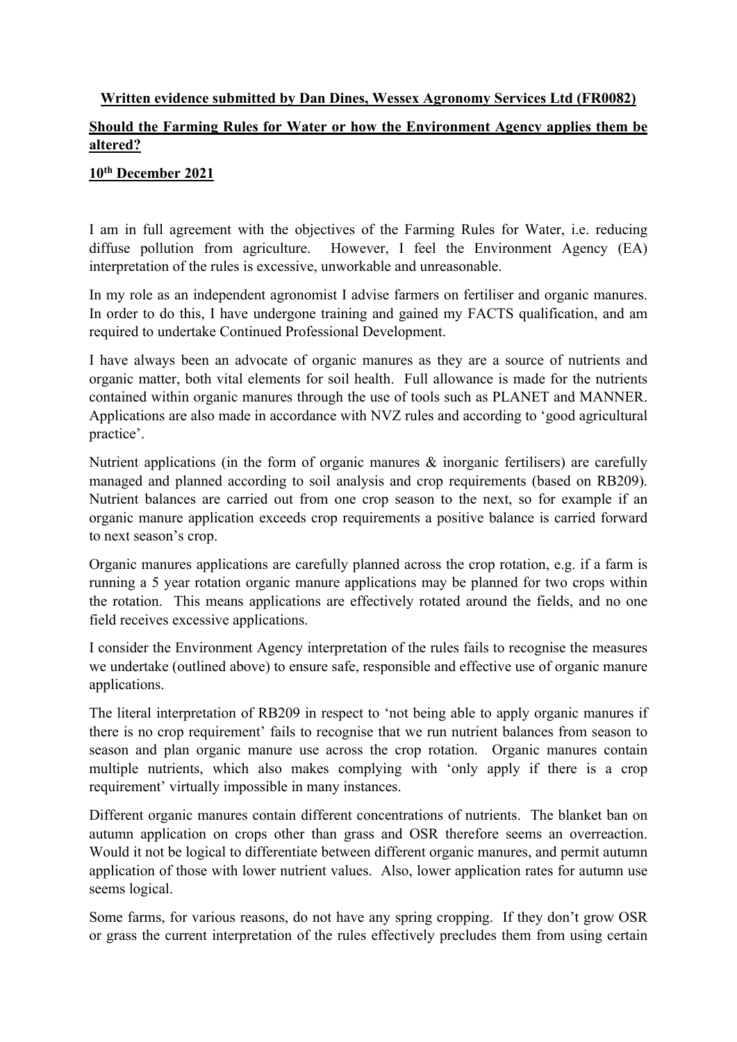**Written evidence submitted by Dan Dines, Wessex Agronomy Services Ltd (FR0082)**

**Should the Farming Rules for Water or how the Environment Agency applies them be altered?**

**10th December 2021**

I am in full agreement with the objectives of the Farming Rules for Water, i.e. reducing diffuse pollution from agriculture. However, I feel the Environment Agency (EA) interpretation of the rules is excessive, unworkable and unreasonable.

In my role as an independent agronomist I advise farmers on fertiliser and organic manures. In order to do this, I have undergone training and gained my FACTS qualification, and am required to undertake Continued Professional Development.

I have always been an advocate of organic manures as they are a source of nutrients and organic matter, both vital elements for soil health. Full allowance is made for the nutrients contained within organic manures through the use of tools such as PLANET and MANNER. Applications are also made in accordance with NVZ rules and according to 'good agricultural practice'.

Nutrient applications (in the form of organic manures & inorganic fertilisers) are carefully managed and planned according to soil analysis and crop requirements (based on RB209). Nutrient balances are carried out from one crop season to the next, so for example if an organic manure application exceeds crop requirements a positive balance is carried forward to next season's crop.

Organic manures applications are carefully planned across the crop rotation, e.g. if a farm is running a 5 year rotation organic manure applications may be planned for two crops within the rotation. This means applications are effectively rotated around the fields, and no one field receives excessive applications.

I consider the Environment Agency interpretation of the rules fails to recognise the measures we undertake (outlined above) to ensure safe, responsible and effective use of organic manure applications.

The literal interpretation of RB209 in respect to 'not being able to apply organic manures if there is no crop requirement' fails to recognise that we run nutrient balances from season to season and plan organic manure use across the crop rotation. Organic manures contain multiple nutrients, which also makes complying with 'only apply if there is a crop requirement' virtually impossible in many instances.

Different organic manures contain different concentrations of nutrients. The blanket ban on autumn application on crops other than grass and OSR therefore seems an overreaction. Would it not be logical to differentiate between different organic manures, and permit autumn application of those with lower nutrient values. Also, lower application rates for autumn use seems logical.

Some farms, for various reasons, do not have any spring cropping. If they don't grow OSR or grass the current interpretation of the rules effectively precludes them from using certain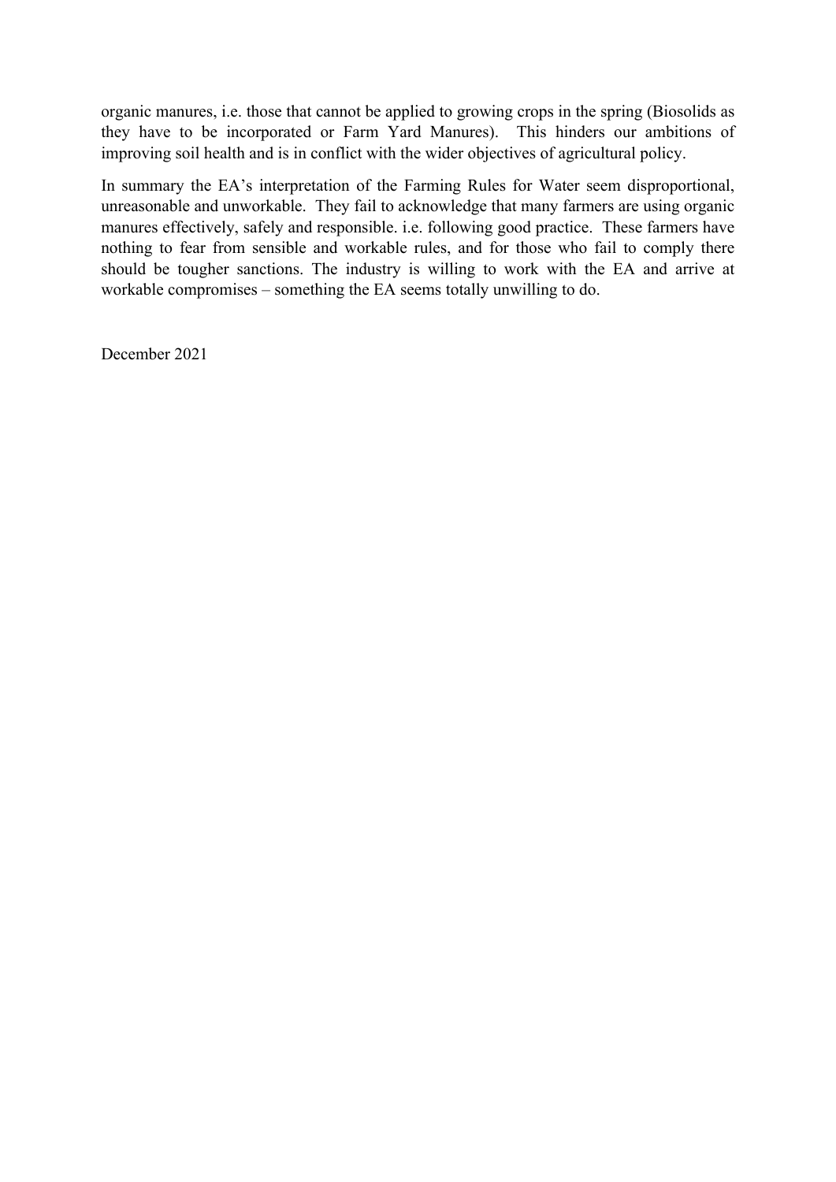organic manures, i.e. those that cannot be applied to growing crops in the spring (Biosolids as they have to be incorporated or Farm Yard Manures). This hinders our ambitions of improving soil health and is in conflict with the wider objectives of agricultural policy.

In summary the EA's interpretation of the Farming Rules for Water seem disproportional, unreasonable and unworkable. They fail to acknowledge that many farmers are using organic manures effectively, safely and responsible. i.e. following good practice. These farmers have nothing to fear from sensible and workable rules, and for those who fail to comply there should be tougher sanctions. The industry is willing to work with the EA and arrive at workable compromises – something the EA seems totally unwilling to do.

December 2021